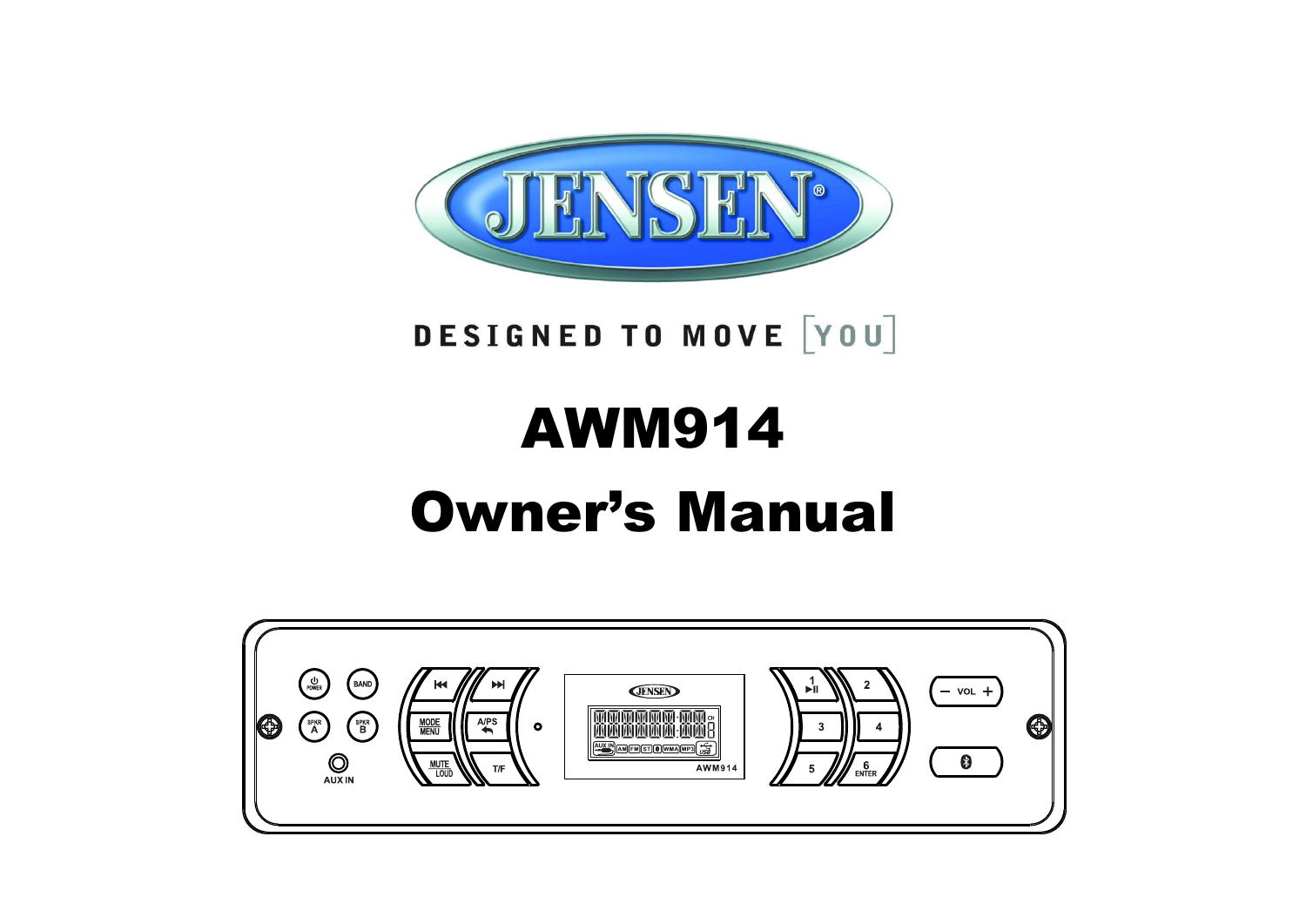JENSEN®

DESIGNED TO MOVE [YOU]

# AWM914

# Owner's Manual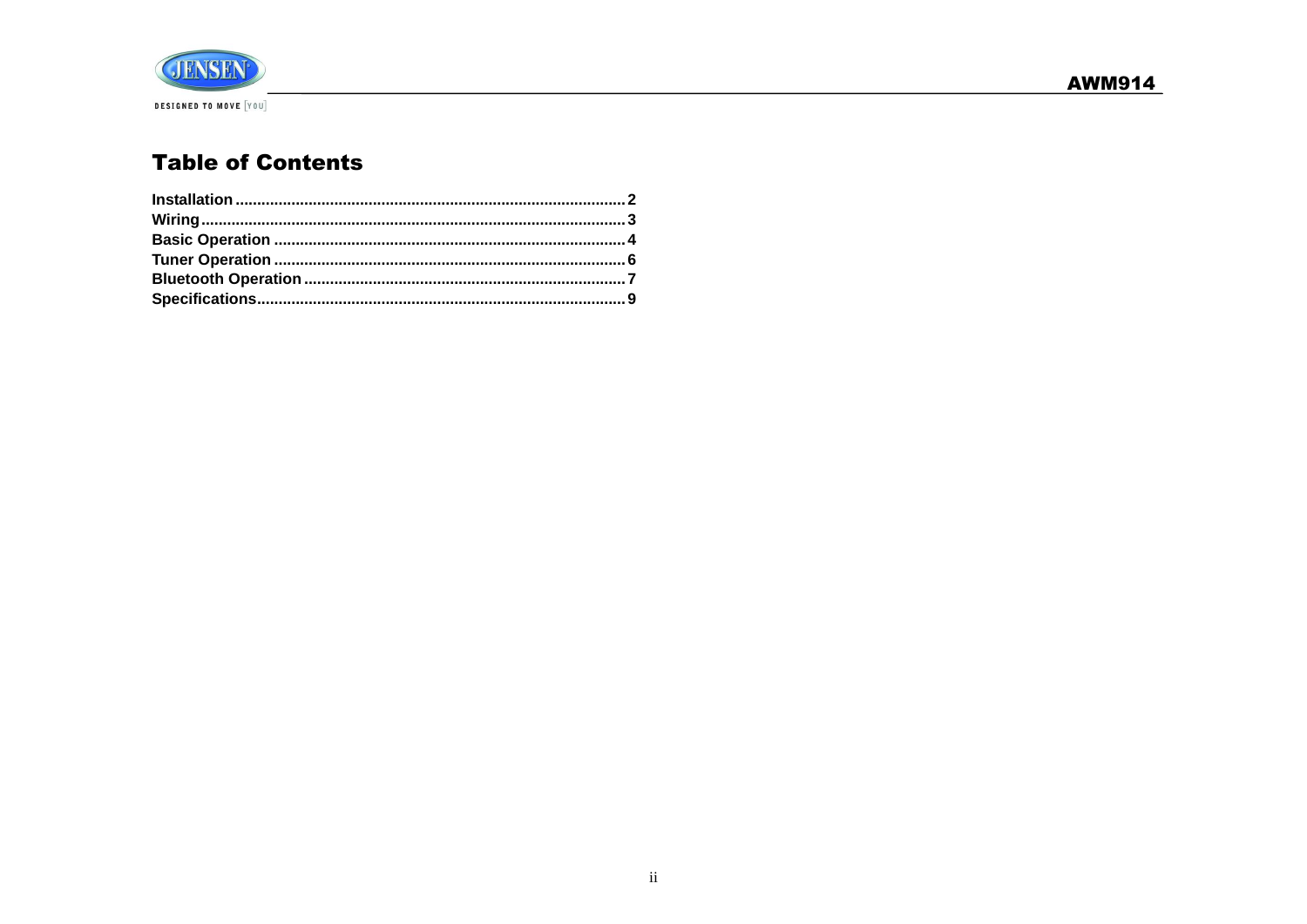## Table of Contents

**Installation** .......... 2
**Wiring** .......... 3
**Basic Operation** .......... 4
**Tuner Operation** .......... 6
**Bluetooth Operation** .......... 7
**Specifications** .......... 9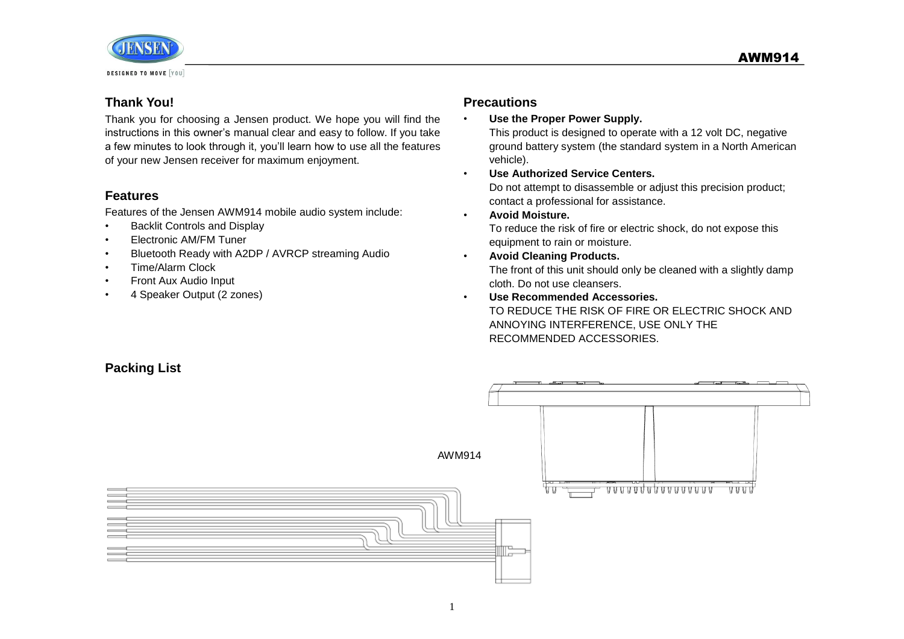## Thank You!

Thank you for choosing a Jensen product. We hope you will find the instructions in this owner's manual clear and easy to follow. If you take a few minutes to look through it, you'll learn how to use all the features of your new Jensen receiver for maximum enjoyment.

## Features

Features of the Jensen AWM914 mobile audio system include:

- Backlit Controls and Display
- Electronic AM/FM Tuner
- Bluetooth Ready with A2DP / AVRCP streaming Audio
- Time/Alarm Clock
- Front Aux Audio Input
- 4 Speaker Output (2 zones)

## Precautions

- **Use the Proper Power Supply.**
  This product is designed to operate with a 12 volt DC, negative ground battery system (the standard system in a North American vehicle).
- **Use Authorized Service Centers.**
  Do not attempt to disassemble or adjust this precision product; contact a professional for assistance.
- **Avoid Moisture.**
  To reduce the risk of fire or electric shock, do not expose this equipment to rain or moisture.
- **Avoid Cleaning Products.**
  The front of this unit should only be cleaned with a slightly damp cloth. Do not use cleansers.
- **Use Recommended Accessories.**
  TO REDUCE THE RISK OF FIRE OR ELECTRIC SHOCK AND ANNOYING INTERFERENCE, USE ONLY THE RECOMMENDED ACCESSORIES.

## Packing List

AWM914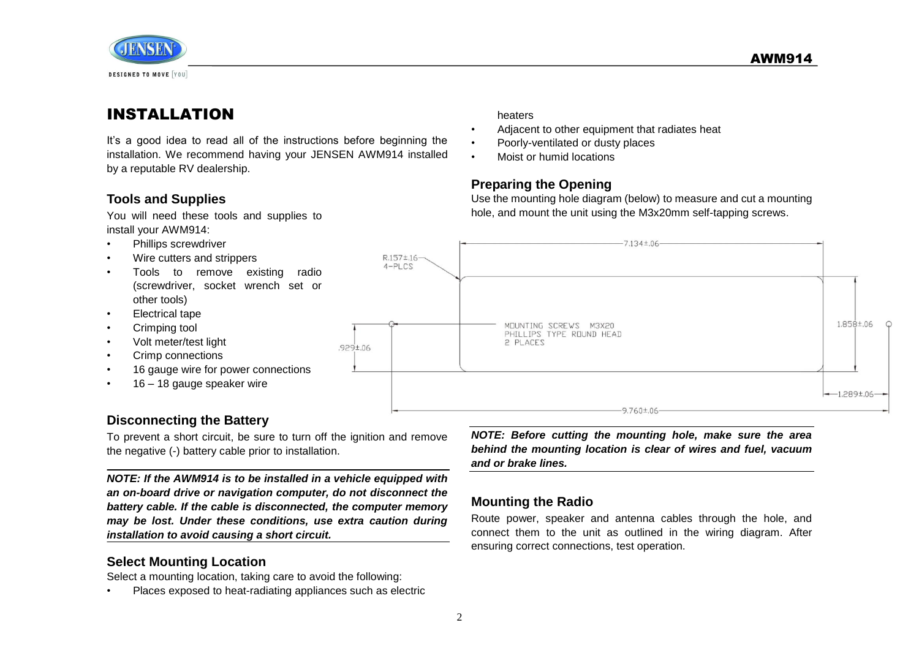# INSTALLATION

It's a good idea to read all of the instructions before beginning the installation. We recommend having your JENSEN AWM914 installed by a reputable RV dealership.

## Tools and Supplies

You will need these tools and supplies to install your AWM914:

- Phillips screwdriver
- Wire cutters and strippers
- Tools to remove existing radio (screwdriver, socket wrench set or other tools)
- Electrical tape
- Crimping tool
- Volt meter/test light
- Crimp connections
- 16 gauge wire for power connections
- 16 – 18 gauge speaker wire

## Disconnecting the Battery

To prevent a short circuit, be sure to turn off the ignition and remove the negative (-) battery cable prior to installation.

***NOTE: If the AWM914 is to be installed in a vehicle equipped with an on-board drive or navigation computer, do not disconnect the battery cable. If the cable is disconnected, the computer memory may be lost. Under these conditions, use extra caution during installation to avoid causing a short circuit.***

## Select Mounting Location

Select a mounting location, taking care to avoid the following:

- Places exposed to heat-radiating appliances such as electric heaters
- Adjacent to other equipment that radiates heat
- Poorly-ventilated or dusty places
- Moist or humid locations

## Preparing the Opening

Use the mounting hole diagram (below) to measure and cut a mounting hole, and mount the unit using the M3x20mm self-tapping screws.

R.157±.16
4-PLCS

7.134±.06

MOUNTING SCREWS M3X20
PHILLIPS TYPE ROUND HEAD
2 PLACES

1.858±.06

.929±.06

1.289±.06

9.760±.06

***NOTE: Before cutting the mounting hole, make sure the area behind the mounting location is clear of wires and fuel, vacuum and or brake lines.***

## Mounting the Radio

Route power, speaker and antenna cables through the hole, and connect them to the unit as outlined in the wiring diagram. After ensuring correct connections, test operation.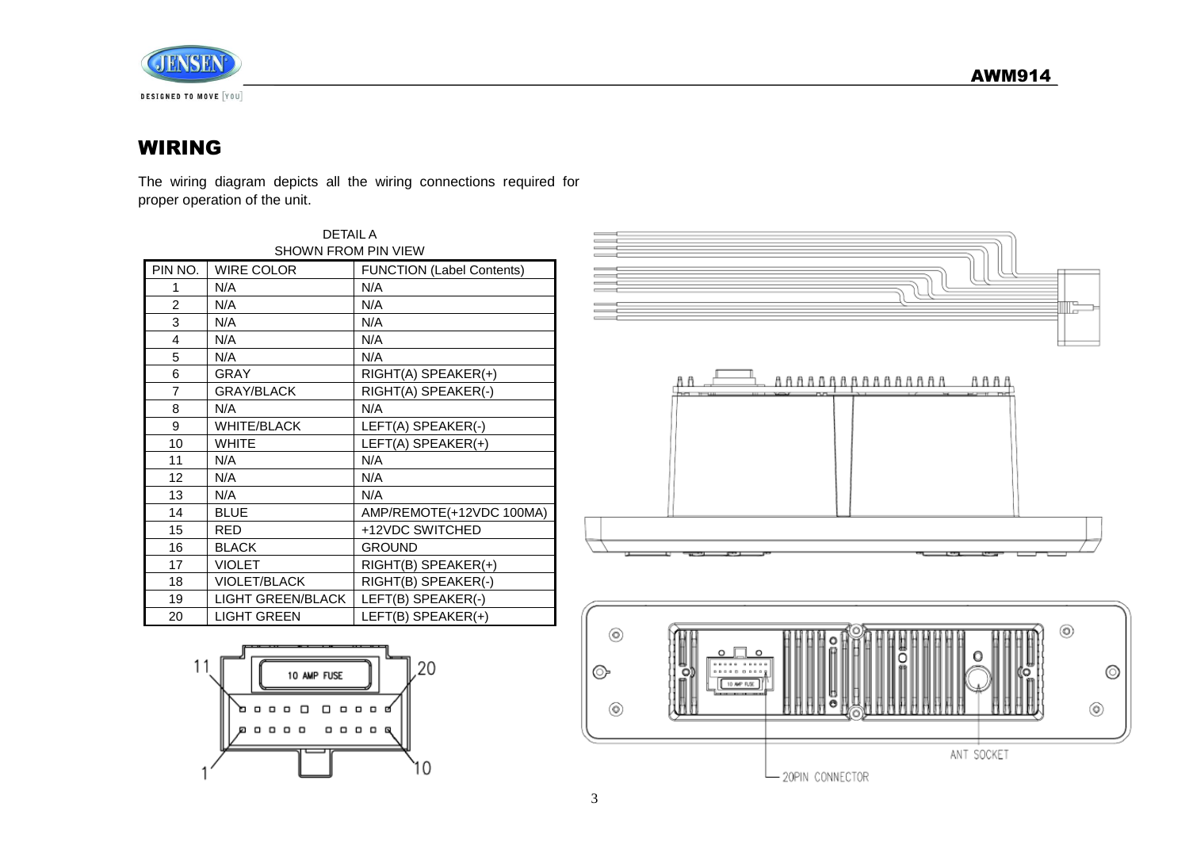# WIRING

The wiring diagram depicts all the wiring connections required for proper operation of the unit.

DETAIL A
SHOWN FROM PIN VIEW

| PIN NO. | WIRE COLOR | FUNCTION (Label Contents) |
|---|---|---|
| 1 | N/A | N/A |
| 2 | N/A | N/A |
| 3 | N/A | N/A |
| 4 | N/A | N/A |
| 5 | N/A | N/A |
| 6 | GRAY | RIGHT(A) SPEAKER(+) |
| 7 | GRAY/BLACK | RIGHT(A) SPEAKER(-) |
| 8 | N/A | N/A |
| 9 | WHITE/BLACK | LEFT(A) SPEAKER(-) |
| 10 | WHITE | LEFT(A) SPEAKER(+) |
| 11 | N/A | N/A |
| 12 | N/A | N/A |
| 13 | N/A | N/A |
| 14 | BLUE | AMP/REMOTE(+12VDC 100MA) |
| 15 | RED | +12VDC SWITCHED |
| 16 | BLACK | GROUND |
| 17 | VIOLET | RIGHT(B) SPEAKER(+) |
| 18 | VIOLET/BLACK | RIGHT(B) SPEAKER(-) |
| 19 | LIGHT GREEN/BLACK | LEFT(B) SPEAKER(-) |
| 20 | LIGHT GREEN | LEFT(B) SPEAKER(+) |

11 10 AMP FUSE 20

1 10

ANT SOCKET

20PIN CONNECTOR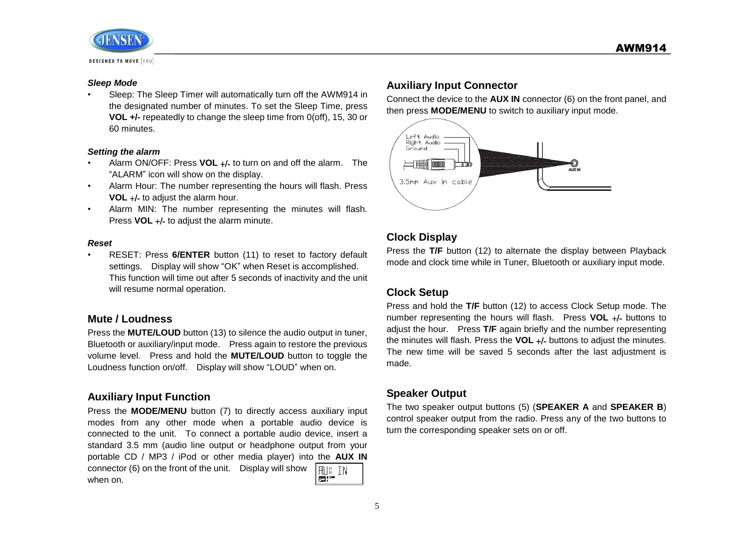***Sleep Mode***

- Sleep: The Sleep Timer will automatically turn off the AWM914 in the designated number of minutes. To set the Sleep Time, press **VOL +/-** repeatedly to change the sleep time from 0(off), 15, 30 or 60 minutes.

***Setting the alarm***

- Alarm ON/OFF: Press **VOL +/-** to turn on and off the alarm. The "ALARM" icon will show on the display.
- Alarm Hour: The number representing the hours will flash. Press **VOL +/-** to adjust the alarm hour.
- Alarm MIN: The number representing the minutes will flash. Press **VOL +/-** to adjust the alarm minute.

***Reset***

- RESET: Press **6/ENTER** button (11) to reset to factory default settings. Display will show "OK" when Reset is accomplished. This function will time out after 5 seconds of inactivity and the unit will resume normal operation.

## Mute / Loudness

Press the **MUTE/LOUD** button (13) to silence the audio output in tuner, Bluetooth or auxiliary/input mode. Press again to restore the previous volume level. Press and hold the **MUTE/LOUD** button to toggle the Loudness function on/off. Display will show "LOUD" when on.

## Auxiliary Input Function

Press the **MODE/MENU** button (7) to directly access auxiliary input modes from any other mode when a portable audio device is connected to the unit. To connect a portable audio device, insert a standard 3.5 mm (audio line output or headphone output from your portable CD / MP3 / iPod or other media player) into the **AUX IN** connector (6) on the front of the unit. Display will show AUX IN when on.

## Auxiliary Input Connector

Connect the device to the **AUX IN** connector (6) on the front panel, and then press **MODE/MENU** to switch to auxiliary input mode.

Left Audio
Right Audio
Ground
3.5mm Aux in cable
AUX IN

## Clock Display

Press the **T/F** button (12) to alternate the display between Playback mode and clock time while in Tuner, Bluetooth or auxiliary input mode.

## Clock Setup

Press and hold the **T/F** button (12) to access Clock Setup mode. The number representing the hours will flash. Press **VOL +/-** buttons to adjust the hour. Press **T/F** again briefly and the number representing the minutes will flash. Press the **VOL +/-** buttons to adjust the minutes. The new time will be saved 5 seconds after the last adjustment is made.

## Speaker Output

The two speaker output buttons (5) (**SPEAKER A** and **SPEAKER B**) control speaker output from the radio. Press any of the two buttons to turn the corresponding speaker sets on or off.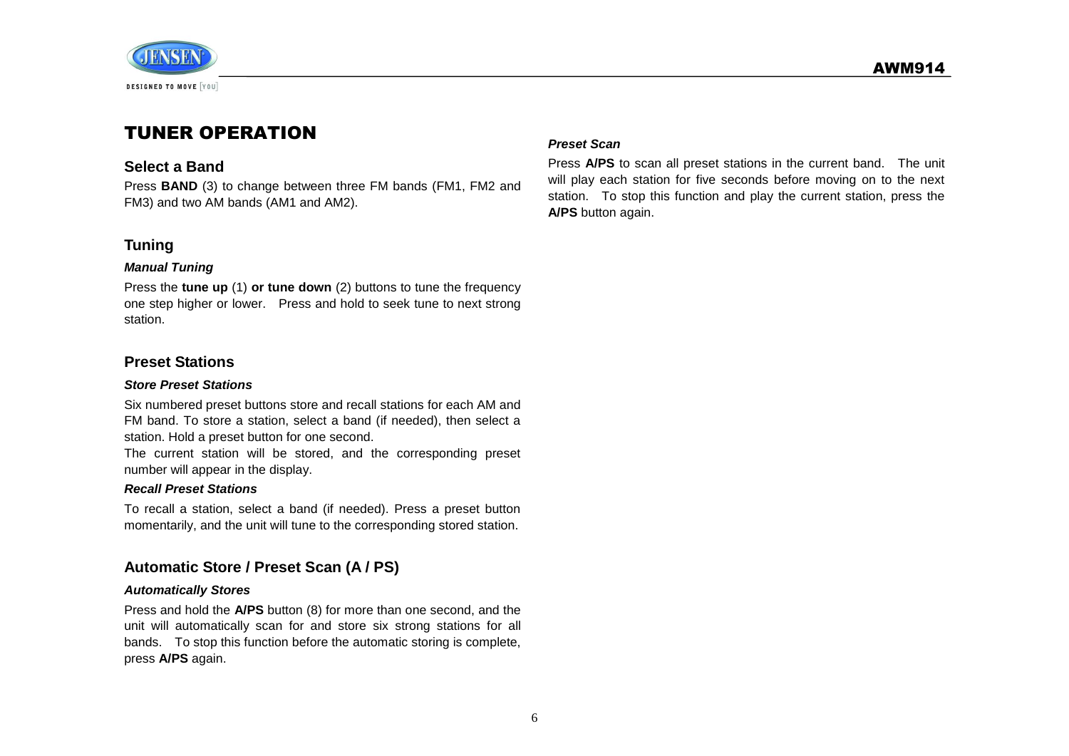# TUNER OPERATION

## Select a Band

Press **BAND** (3) to change between three FM bands (FM1, FM2 and FM3) and two AM bands (AM1 and AM2).

## Tuning

### *Manual Tuning*

Press the **tune up** (1) **or tune down** (2) buttons to tune the frequency one step higher or lower. Press and hold to seek tune to next strong station.

## Preset Stations

### *Store Preset Stations*

Six numbered preset buttons store and recall stations for each AM and FM band. To store a station, select a band (if needed), then select a station. Hold a preset button for one second.

The current station will be stored, and the corresponding preset number will appear in the display.

### *Recall Preset Stations*

To recall a station, select a band (if needed). Press a preset button momentarily, and the unit will tune to the corresponding stored station.

## Automatic Store / Preset Scan (A / PS)

### *Automatically Stores*

Press and hold the **A/PS** button (8) for more than one second, and the unit will automatically scan for and store six strong stations for all bands. To stop this function before the automatic storing is complete, press **A/PS** again.

### *Preset Scan*

Press **A/PS** to scan all preset stations in the current band. The unit will play each station for five seconds before moving on to the next station. To stop this function and play the current station, press the **A/PS** button again.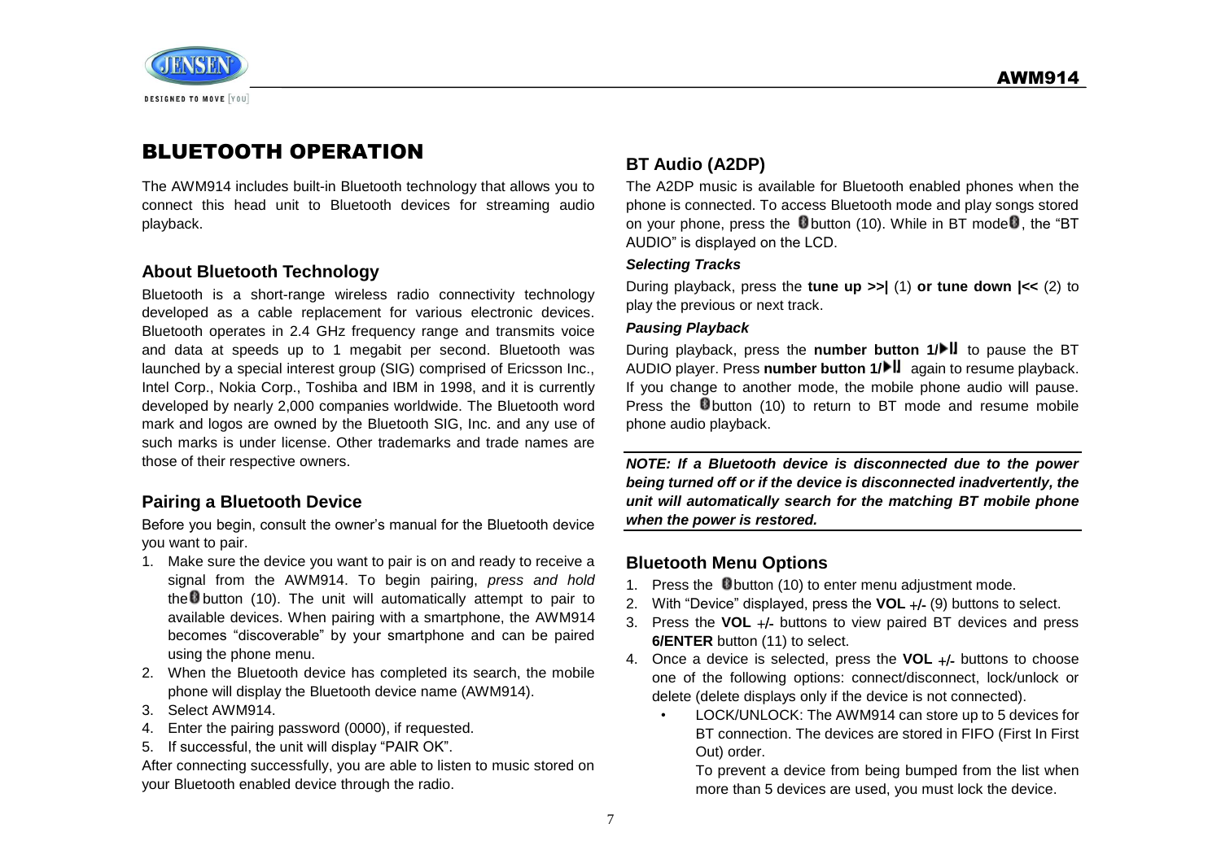# BLUETOOTH OPERATION

The AWM914 includes built-in Bluetooth technology that allows you to connect this head unit to Bluetooth devices for streaming audio playback.

## About Bluetooth Technology

Bluetooth is a short-range wireless radio connectivity technology developed as a cable replacement for various electronic devices. Bluetooth operates in 2.4 GHz frequency range and transmits voice and data at speeds up to 1 megabit per second. Bluetooth was launched by a special interest group (SIG) comprised of Ericsson Inc., Intel Corp., Nokia Corp., Toshiba and IBM in 1998, and it is currently developed by nearly 2,000 companies worldwide. The Bluetooth word mark and logos are owned by the Bluetooth SIG, Inc. and any use of such marks is under license. Other trademarks and trade names are those of their respective owners.

## Pairing a Bluetooth Device

Before you begin, consult the owner's manual for the Bluetooth device you want to pair.

1. Make sure the device you want to pair is on and ready to receive a signal from the AWM914. To begin pairing, *press and hold* the button (10). The unit will automatically attempt to pair to available devices. When pairing with a smartphone, the AWM914 becomes "discoverable" by your smartphone and can be paired using the phone menu.
2. When the Bluetooth device has completed its search, the mobile phone will display the Bluetooth device name (AWM914).
3. Select AWM914.
4. Enter the pairing password (0000), if requested.
5. If successful, the unit will display "PAIR OK".

After connecting successfully, you are able to listen to music stored on your Bluetooth enabled device through the radio.

## BT Audio (A2DP)

The A2DP music is available for Bluetooth enabled phones when the phone is connected. To access Bluetooth mode and play songs stored on your phone, press the button (10). While in BT mode, the "BT AUDIO" is displayed on the LCD.

### *Selecting Tracks*

During playback, press the **tune up >>|** (1) **or tune down |<<** (2) to play the previous or next track.

### *Pausing Playback*

During playback, press the **number button 1/▶II** to pause the BT AUDIO player. Press **number button 1/▶II** again to resume playback. If you change to another mode, the mobile phone audio will pause. Press the button (10) to return to BT mode and resume mobile phone audio playback.

***NOTE: If a Bluetooth device is disconnected due to the power being turned off or if the device is disconnected inadvertently, the unit will automatically search for the matching BT mobile phone when the power is restored.***

## Bluetooth Menu Options

1. Press the button (10) to enter menu adjustment mode.
2. With "Device" displayed, press the **VOL +/-** (9) buttons to select.
3. Press the **VOL +/-** buttons to view paired BT devices and press **6/ENTER** button (11) to select.
4. Once a device is selected, press the **VOL +/-** buttons to choose one of the following options: connect/disconnect, lock/unlock or delete (delete displays only if the device is not connected).
   - LOCK/UNLOCK: The AWM914 can store up to 5 devices for BT connection. The devices are stored in FIFO (First In First Out) order.

     To prevent a device from being bumped from the list when more than 5 devices are used, you must lock the device.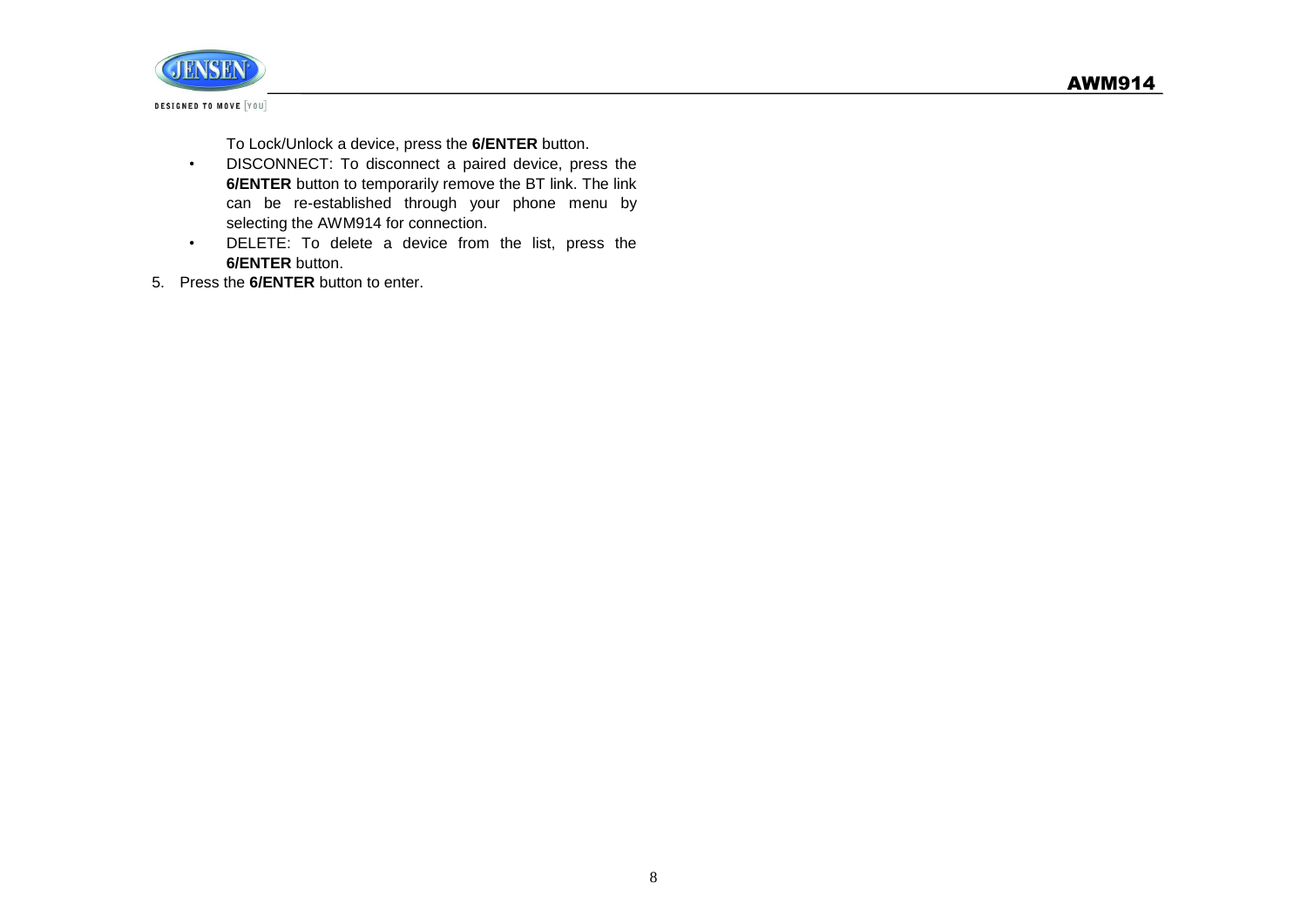To Lock/Unlock a device, press the **6/ENTER** button.

- DISCONNECT: To disconnect a paired device, press the **6/ENTER** button to temporarily remove the BT link. The link can be re-established through your phone menu by selecting the AWM914 for connection.
- DELETE: To delete a device from the list, press the **6/ENTER** button.

5. Press the **6/ENTER** button to enter.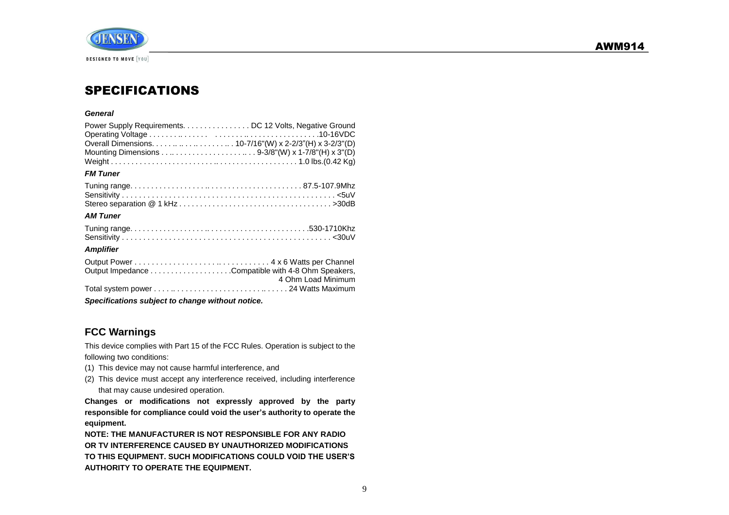## SPECIFICATIONS

***General***

Power Supply Requirements. . . . . . . . . . . . . . . . DC 12 Volts, Negative Ground
Operating Voltage . . . . . . .. . . . . . . . . . . . . . .. . . . . . . . . . . . . . . . . . .10-16VDC
Overall Dimensions. . . . . .. .. . .. . . . . . . .. . 10-7/16"(W) x 2-2/3"(H) x 3-2/3"(D)
Mounting Dimensions . . .. . . . . . . . . . . . . . . . .. . . 9-3/8"(W) x 1-7/8"(H) x 3"(D)
Weight . . . . . . . . . . . . . . . . . . . . . . . . .. . . . . . . . . . . . . . . . . . . . 1.0 lbs.(0.42 Kg)

***FM Tuner***

Tuning range. . . . . . . . . . . . . . . . . . . .. . . . . . . . . . . . . . . . . . . . . . 87.5-107.9Mhz
Sensitivity . . . . . . . . . . . . . . . . . . . . . . . . . . . . . . . . . . . . . . . . . . . . . . . . . . . <5uV
Stereo separation @ 1 kHz . . . . . . . . . . . . . . . . . . . . . . . . . . . . . . . . . . . . >30dB

***AM Tuner***

Tuning range. . . . . . . . . . . . . . . . . . . . .. . . . . . . . . . . . . . . . . . . . . . . .530-1710Khz
Sensitivity . . . . . . . . . . . . . . . . . . . . . . . . . . . . . . . . . . . . . . . . . . . . . . . . <30uV

***Amplifier***

Output Power . . . . . . . . . . . . . . . . . . . .. . . . . . . . . . . . 4 x 6 Watts per Channel
Output Impedance . . . . . . . . . . . . . . . . . . .Compatible with 4-8 Ohm Speakers, 4 Ohm Load Minimum
Total system power . . . . .. . . . . . . . . . . . . . . . . . . . . . .. . . . . . 24 Watts Maximum

***Specifications subject to change without notice.***

## FCC Warnings

This device complies with Part 15 of the FCC Rules. Operation is subject to the following two conditions:

(1) This device may not cause harmful interference, and
(2) This device must accept any interference received, including interference that may cause undesired operation.

**Changes or modifications not expressly approved by the party responsible for compliance could void the user's authority to operate the equipment.**

**NOTE: THE MANUFACTURER IS NOT RESPONSIBLE FOR ANY RADIO OR TV INTERFERENCE CAUSED BY UNAUTHORIZED MODIFICATIONS TO THIS EQUIPMENT. SUCH MODIFICATIONS COULD VOID THE USER'S AUTHORITY TO OPERATE THE EQUIPMENT.**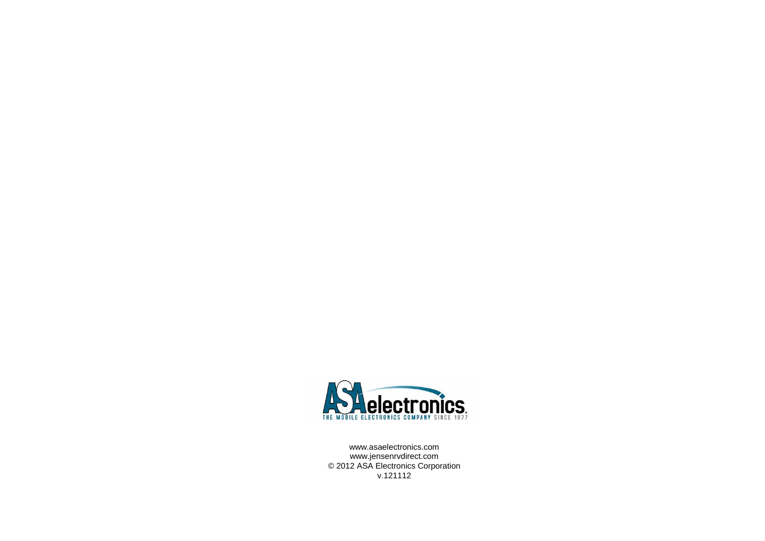ASA electronics

THE MOBILE ELECTRONICS COMPANY SINCE 1977

www.asaelectronics.com
www.jensenrvdirect.com
© 2012 ASA Electronics Corporation
v.121112